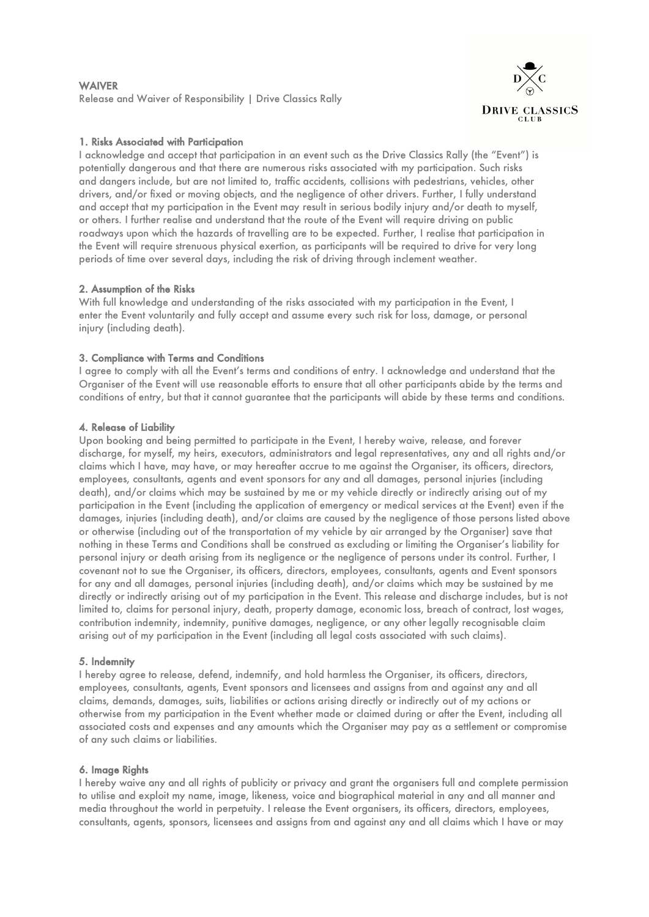**WAIVER**
Release and Waiver of Responsibility | Drive Classics Rally

DRIVE CLASSICS CLUB

### 1. Risks Associated with Participation

I acknowledge and accept that participation in an event such as the Drive Classics Rally (the "Event") is potentially dangerous and that there are numerous risks associated with my participation. Such risks and dangers include, but are not limited to, traffic accidents, collisions with pedestrians, vehicles, other drivers, and/or fixed or moving objects, and the negligence of other drivers. Further, I fully understand and accept that my participation in the Event may result in serious bodily injury and/or death to myself, or others. I further realise and understand that the route of the Event will require driving on public roadways upon which the hazards of travelling are to be expected. Further, I realise that participation in the Event will require strenuous physical exertion, as participants will be required to drive for very long periods of time over several days, including the risk of driving through inclement weather.

### 2. Assumption of the Risks

With full knowledge and understanding of the risks associated with my participation in the Event, I enter the Event voluntarily and fully accept and assume every such risk for loss, damage, or personal injury (including death).

### 3. Compliance with Terms and Conditions

I agree to comply with all the Event's terms and conditions of entry. I acknowledge and understand that the Organiser of the Event will use reasonable efforts to ensure that all other participants abide by the terms and conditions of entry, but that it cannot guarantee that the participants will abide by these terms and conditions.

### 4. Release of Liability

Upon booking and being permitted to participate in the Event, I hereby waive, release, and forever discharge, for myself, my heirs, executors, administrators and legal representatives, any and all rights and/or claims which I have, may have, or may hereafter accrue to me against the Organiser, its officers, directors, employees, consultants, agents and event sponsors for any and all damages, personal injuries (including death), and/or claims which may be sustained by me or my vehicle directly or indirectly arising out of my participation in the Event (including the application of emergency or medical services at the Event) even if the damages, injuries (including death), and/or claims are caused by the negligence of those persons listed above or otherwise (including out of the transportation of my vehicle by air arranged by the Organiser) save that nothing in these Terms and Conditions shall be construed as excluding or limiting the Organiser's liability for personal injury or death arising from its negligence or the negligence of persons under its control. Further, I covenant not to sue the Organiser, its officers, directors, employees, consultants, agents and Event sponsors for any and all damages, personal injuries (including death), and/or claims which may be sustained by me directly or indirectly arising out of my participation in the Event. This release and discharge includes, but is not limited to, claims for personal injury, death, property damage, economic loss, breach of contract, lost wages, contribution indemnity, indemnity, punitive damages, negligence, or any other legally recognisable claim arising out of my participation in the Event (including all legal costs associated with such claims).

### 5. Indemnity

I hereby agree to release, defend, indemnify, and hold harmless the Organiser, its officers, directors, employees, consultants, agents, Event sponsors and licensees and assigns from and against any and all claims, demands, damages, suits, liabilities or actions arising directly or indirectly out of my actions or otherwise from my participation in the Event whether made or claimed during or after the Event, including all associated costs and expenses and any amounts which the Organiser may pay as a settlement or compromise of any such claims or liabilities.

### 6. Image Rights

I hereby waive any and all rights of publicity or privacy and grant the organisers full and complete permission to utilise and exploit my name, image, likeness, voice and biographical material in any and all manner and media throughout the world in perpetuity. I release the Event organisers, its officers, directors, employees, consultants, agents, sponsors, licensees and assigns from and against any and all claims which I have or may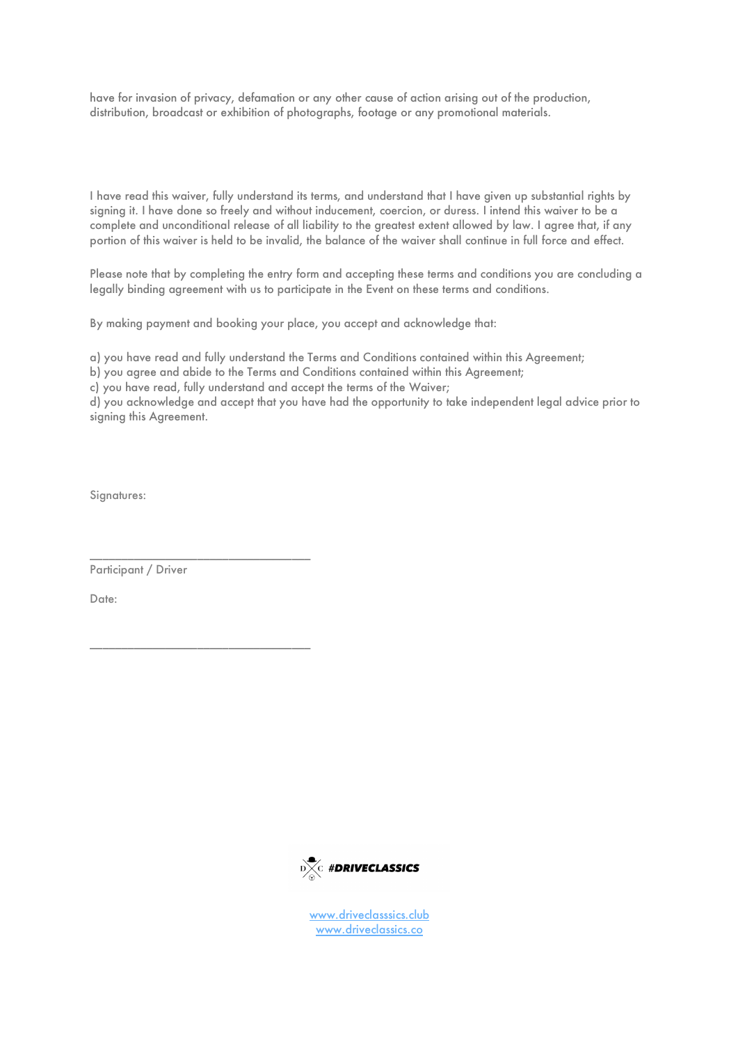have for invasion of privacy, defamation or any other cause of action arising out of the production, distribution, broadcast or exhibition of photographs, footage or any promotional materials.

I have read this waiver, fully understand its terms, and understand that I have given up substantial rights by signing it. I have done so freely and without inducement, coercion, or duress. I intend this waiver to be a complete and unconditional release of all liability to the greatest extent allowed by law. I agree that, if any portion of this waiver is held to be invalid, the balance of the waiver shall continue in full force and effect.

Please note that by completing the entry form and accepting these terms and conditions you are concluding a legally binding agreement with us to participate in the Event on these terms and conditions.

By making payment and booking your place, you accept and acknowledge that:

a) you have read and fully understand the Terms and Conditions contained within this Agreement;
b) you agree and abide to the Terms and Conditions contained within this Agreement;
c) you have read, fully understand and accept the terms of the Waiver;
d) you acknowledge and accept that you have had the opportunity to take independent legal advice prior to signing this Agreement.

Signatures:

___________________________________
Participant / Driver

Date:

___________________________________

#DRIVECLASSICS

[www.driveclasssics.club](www.driveclasssics.club)
[www.driveclassics.co](www.driveclassics.co)